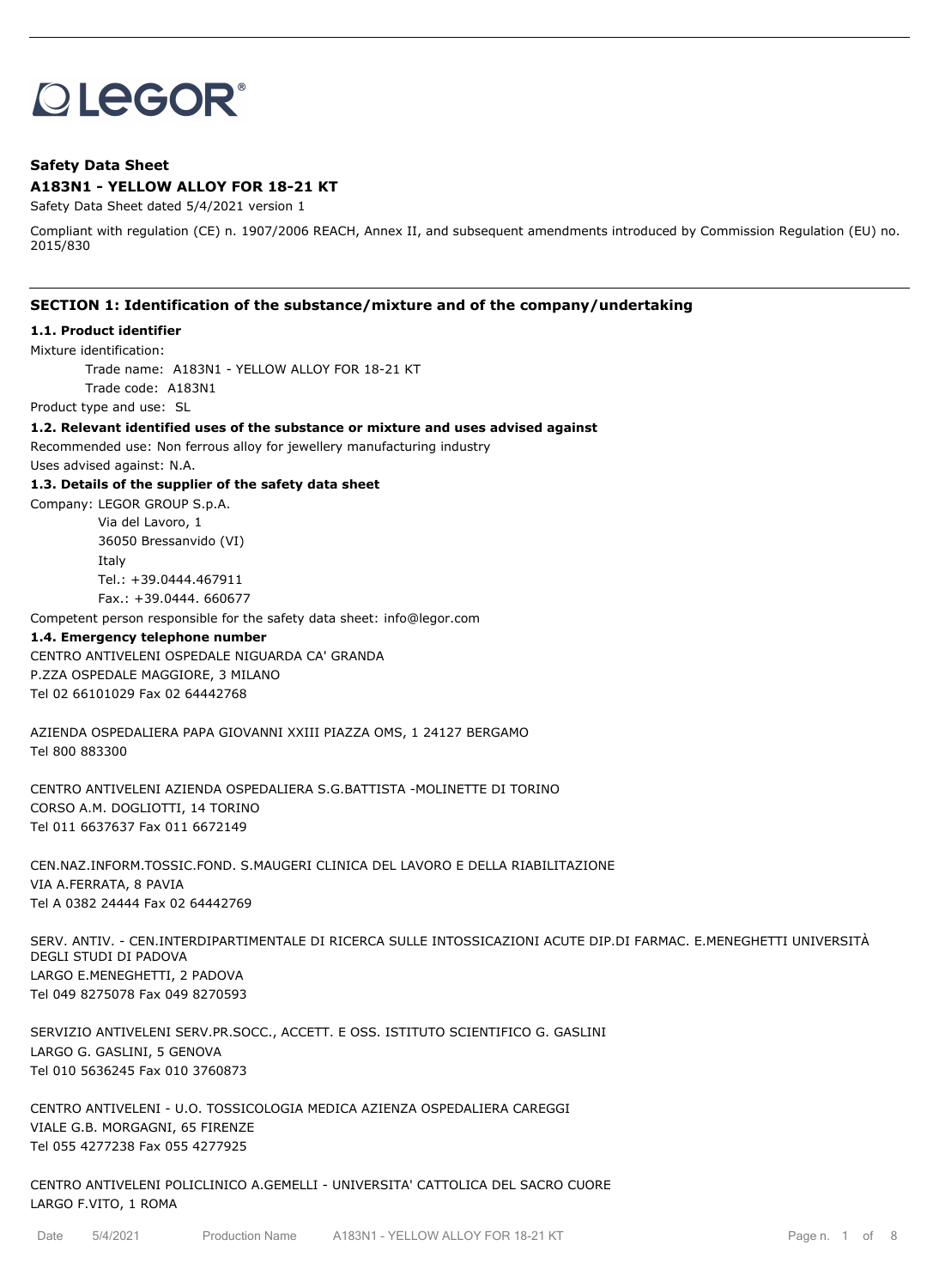LEGOR®

**Safety Data Sheet**

**A183N1 - YELLOW ALLOY FOR 18-21 KT**

Safety Data Sheet dated 5/4/2021 version 1

Compliant with regulation (CE) n. 1907/2006 REACH, Annex II, and subsequent amendments introduced by Commission Regulation (EU) no. 2015/830

## SECTION 1: Identification of the substance/mixture and of the company/undertaking

### 1.1. Product identifier

Mixture identification:

Trade name: A183N1 - YELLOW ALLOY FOR 18-21 KT

Trade code: A183N1

Product type and use: SL

### 1.2. Relevant identified uses of the substance or mixture and uses advised against

Recommended use: Non ferrous alloy for jewellery manufacturing industry

Uses advised against: N.A.

### 1.3. Details of the supplier of the safety data sheet

Company: LEGOR GROUP S.p.A.

Via del Lavoro, 1

36050 Bressanvido (VI)

Italy

Tel.: +39.0444.467911

Fax.: +39.0444. 660677

Competent person responsible for the safety data sheet: info@legor.com

### 1.4. Emergency telephone number

CENTRO ANTIVELENI OSPEDALE NIGUARDA CA' GRANDA
P.ZZA OSPEDALE MAGGIORE, 3 MILANO
Tel 02 66101029 Fax 02 64442768

AZIENDA OSPEDALIERA PAPA GIOVANNI XXIII PIAZZA OMS, 1 24127 BERGAMO
Tel 800 883300

CENTRO ANTIVELENI AZIENDA OSPEDALIERA S.G.BATTISTA -MOLINETTE DI TORINO
CORSO A.M. DOGLIOTTI, 14 TORINO
Tel 011 6637637 Fax 011 6672149

CEN.NAZ.INFORM.TOSSIC.FOND. S.MAUGERI CLINICA DEL LAVORO E DELLA RIABILITAZIONE
VIA A.FERRATA, 8 PAVIA
Tel A 0382 24444 Fax 02 64442769

SERV. ANTIV. - CEN.INTERDIPARTIMENTALE DI RICERCA SULLE INTOSSICAZIONI ACUTE DIP.DI FARMAC. E.MENEGHETTI UNIVERSITÀ DEGLI STUDI DI PADOVA
LARGO E.MENEGHETTI, 2 PADOVA
Tel 049 8275078 Fax 049 8270593

SERVIZIO ANTIVELENI SERV.PR.SOCC., ACCETT. E OSS. ISTITUTO SCIENTIFICO G. GASLINI
LARGO G. GASLINI, 5 GENOVA
Tel 010 5636245 Fax 010 3760873

CENTRO ANTIVELENI - U.O. TOSSICOLOGIA MEDICA AZIENZA OSPEDALIERA CAREGGI
VIALE G.B. MORGAGNI, 65 FIRENZE
Tel 055 4277238 Fax 055 4277925

CENTRO ANTIVELENI POLICLINICO A.GEMELLI - UNIVERSITA' CATTOLICA DEL SACRO CUORE
LARGO F.VITO, 1 ROMA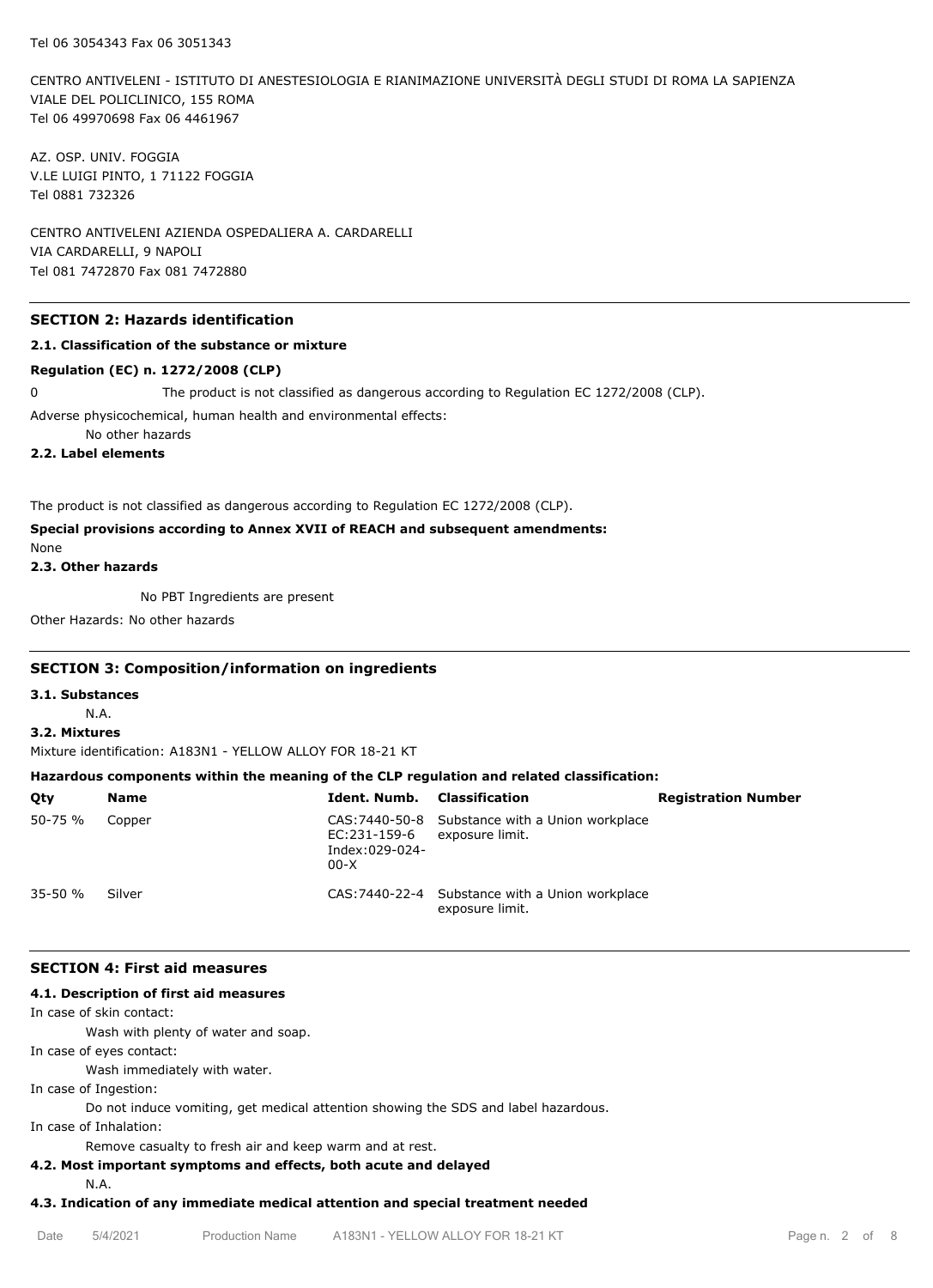Tel 06 3054343 Fax 06 3051343

CENTRO ANTIVELENI - ISTITUTO DI ANESTESIOLOGIA E RIANIMAZIONE UNIVERSITÀ DEGLI STUDI DI ROMA LA SAPIENZA
VIALE DEL POLICLINICO, 155 ROMA
Tel 06 49970698 Fax 06 4461967

AZ. OSP. UNIV. FOGGIA
V.LE LUIGI PINTO, 1 71122 FOGGIA
Tel 0881 732326

CENTRO ANTIVELENI AZIENDA OSPEDALIERA A. CARDARELLI
VIA CARDARELLI, 9 NAPOLI
Tel 081 7472870 Fax 081 7472880

## SECTION 2: Hazards identification

### 2.1. Classification of the substance or mixture

**Regulation (EC) n. 1272/2008 (CLP)**

0 The product is not classified as dangerous according to Regulation EC 1272/2008 (CLP).

Adverse physicochemical, human health and environmental effects:

No other hazards

### 2.2. Label elements

The product is not classified as dangerous according to Regulation EC 1272/2008 (CLP).

**Special provisions according to Annex XVII of REACH and subsequent amendments:**

None

### 2.3. Other hazards

No PBT Ingredients are present

Other Hazards: No other hazards

## SECTION 3: Composition/information on ingredients

### 3.1. Substances

N.A.

### 3.2. Mixtures

Mixture identification: A183N1 - YELLOW ALLOY FOR 18-21 KT

**Hazardous components within the meaning of the CLP regulation and related classification:**

| Qty | Name | Ident. Numb. | Classification | Registration Number |
|---|---|---|---|---|
| 50-75 % | Copper | CAS:7440-50-8 EC:231-159-6 Index:029-024-00-X | Substance with a Union workplace exposure limit. | |
| 35-50 % | Silver | CAS:7440-22-4 | Substance with a Union workplace exposure limit. | |

## SECTION 4: First aid measures

### 4.1. Description of first aid measures

In case of skin contact:

Wash with plenty of water and soap.

In case of eyes contact:

Wash immediately with water.

In case of Ingestion:

Do not induce vomiting, get medical attention showing the SDS and label hazardous.

In case of Inhalation:

Remove casualty to fresh air and keep warm and at rest.

### 4.2. Most important symptoms and effects, both acute and delayed

N.A.

### 4.3. Indication of any immediate medical attention and special treatment needed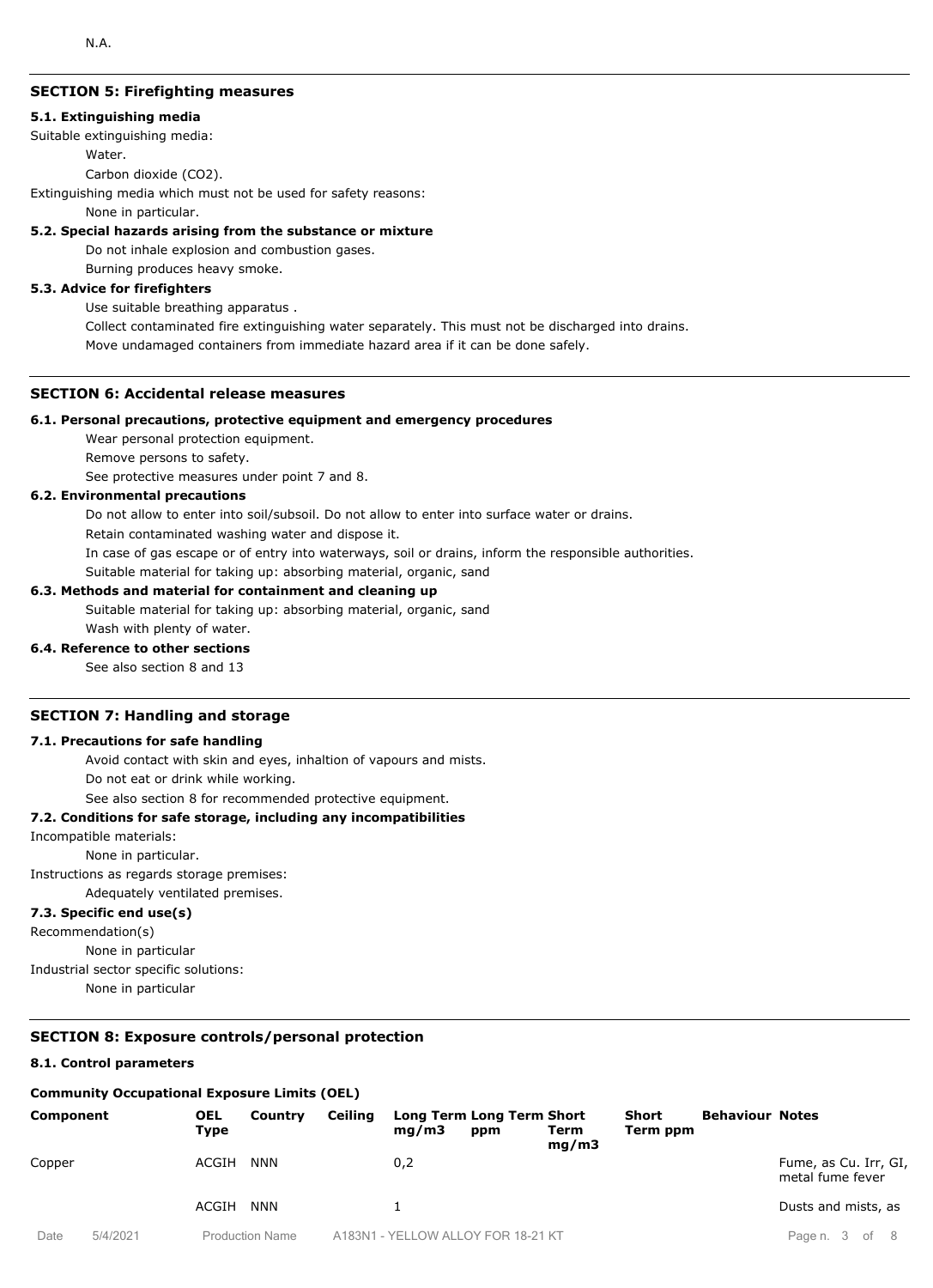N.A.

## SECTION 5: Firefighting measures

### 5.1. Extinguishing media

Suitable extinguishing media:

Water.

Carbon dioxide (CO2).

Extinguishing media which must not be used for safety reasons:

None in particular.

### 5.2. Special hazards arising from the substance or mixture

Do not inhale explosion and combustion gases.

Burning produces heavy smoke.

### 5.3. Advice for firefighters

Use suitable breathing apparatus .

Collect contaminated fire extinguishing water separately. This must not be discharged into drains.

Move undamaged containers from immediate hazard area if it can be done safely.

## SECTION 6: Accidental release measures

### 6.1. Personal precautions, protective equipment and emergency procedures

Wear personal protection equipment.

Remove persons to safety.

See protective measures under point 7 and 8.

### 6.2. Environmental precautions

Do not allow to enter into soil/subsoil. Do not allow to enter into surface water or drains.

Retain contaminated washing water and dispose it.

In case of gas escape or of entry into waterways, soil or drains, inform the responsible authorities.

Suitable material for taking up: absorbing material, organic, sand

### 6.3. Methods and material for containment and cleaning up

Suitable material for taking up: absorbing material, organic, sand

Wash with plenty of water.

### 6.4. Reference to other sections

See also section 8 and 13

## SECTION 7: Handling and storage

### 7.1. Precautions for safe handling

Avoid contact with skin and eyes, inhaltion of vapours and mists.

Do not eat or drink while working.

See also section 8 for recommended protective equipment.

### 7.2. Conditions for safe storage, including any incompatibilities

Incompatible materials:

None in particular.

Instructions as regards storage premises:

Adequately ventilated premises.

### 7.3. Specific end use(s)

Recommendation(s)

None in particular

Industrial sector specific solutions:

None in particular

## SECTION 8: Exposure controls/personal protection

### 8.1. Control parameters

**Community Occupational Exposure Limits (OEL)**

| Component | OEL Type | Country | Ceiling | Long Term mg/m3 | Long Term ppm | Short Term mg/m3 | Short Term ppm | Behaviour | Notes |
|---|---|---|---|---|---|---|---|---|---|
| Copper | ACGIH | NNN | | 0,2 | | | | | Fume, as Cu. Irr, GI, metal fume fever |
| | ACGIH | NNN | | 1 | | | | | Dusts and mists, as |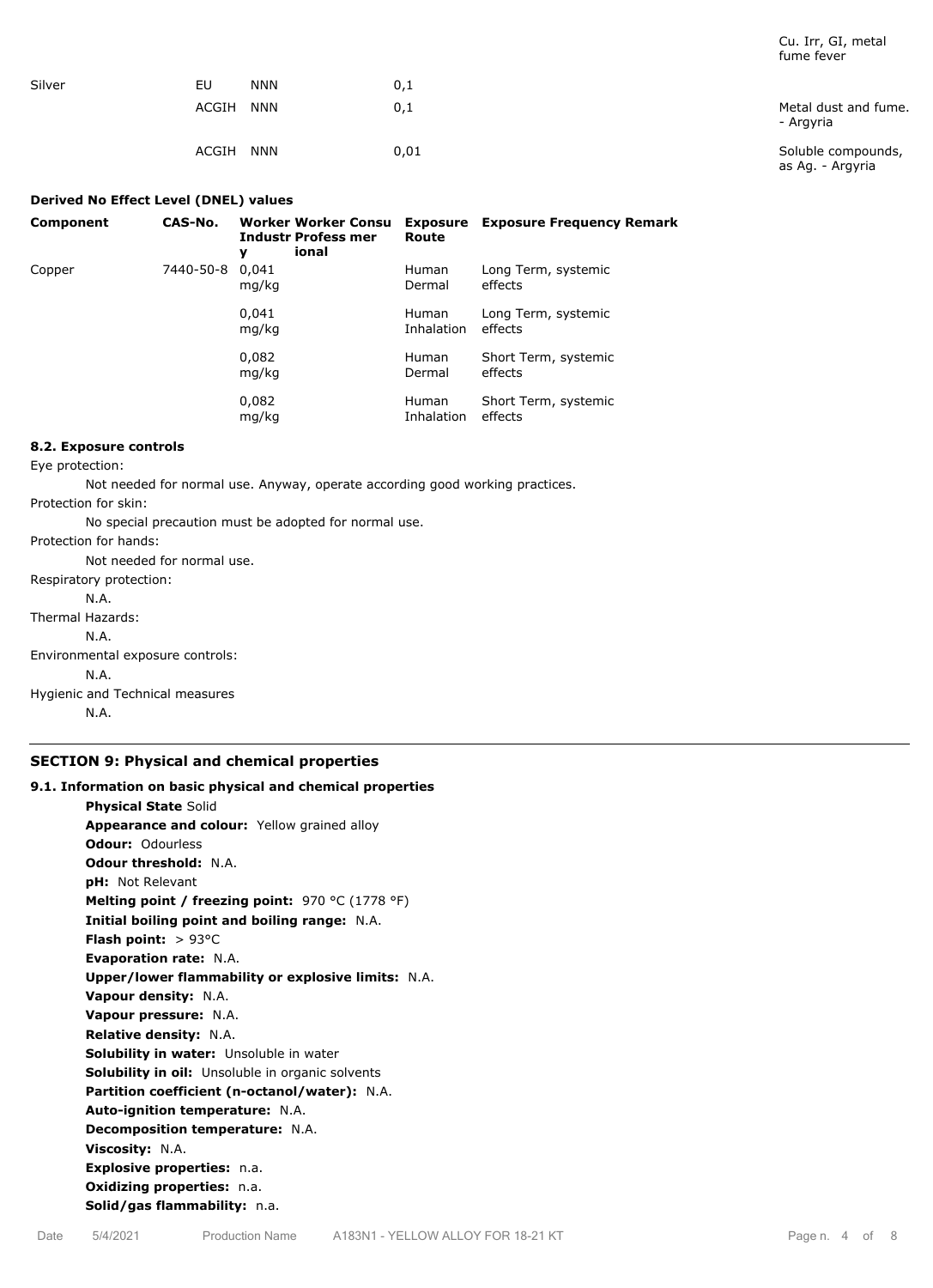| | | | | Cu. Irr, GI, metal fume fever |
|---|---|---|---|---|
| Silver | EU | NNN | 0,1 | |
| | ACGIH | NNN | 0,1 | Metal dust and fume. - Argyria |
| | ACGIH | NNN | 0,01 | Soluble compounds, as Ag. - Argyria |

**Derived No Effect Level (DNEL) values**

| Component | CAS-No. | Worker Industry | Worker Professional | Consumer | Exposure Route | Exposure Frequency | Remark |
|---|---|---|---|---|---|---|---|
| Copper | 7440-50-8 | 0,041 mg/kg | | | Human Dermal | Long Term, systemic effects | |
| | | 0,041 mg/kg | | | Human Inhalation | Long Term, systemic effects | |
| | | 0,082 mg/kg | | | Human Dermal | Short Term, systemic effects | |
| | | 0,082 mg/kg | | | Human Inhalation | Short Term, systemic effects | |

**8.2. Exposure controls**

Eye protection:

Not needed for normal use. Anyway, operate according good working practices.

Protection for skin:

No special precaution must be adopted for normal use.

Protection for hands:

Not needed for normal use.

Respiratory protection:

N.A.

Thermal Hazards:

N.A.

Environmental exposure controls:

N.A.

Hygienic and Technical measures

N.A.

## SECTION 9: Physical and chemical properties

**9.1. Information on basic physical and chemical properties**

**Physical State** Solid
**Appearance and colour:** Yellow grained alloy
**Odour:** Odourless
**Odour threshold:** N.A.
**pH:** Not Relevant
**Melting point / freezing point:** 970 °C (1778 °F)
**Initial boiling point and boiling range:** N.A.
**Flash point:** > 93°C
**Evaporation rate:** N.A.
**Upper/lower flammability or explosive limits:** N.A.
**Vapour density:** N.A.
**Vapour pressure:** N.A.
**Relative density:** N.A.
**Solubility in water:** Unsoluble in water
**Solubility in oil:** Unsoluble in organic solvents
**Partition coefficient (n-octanol/water):** N.A.
**Auto-ignition temperature:** N.A.
**Decomposition temperature:** N.A.
**Viscosity:** N.A.
**Explosive properties:** n.a.
**Oxidizing properties:** n.a.
**Solid/gas flammability:** n.a.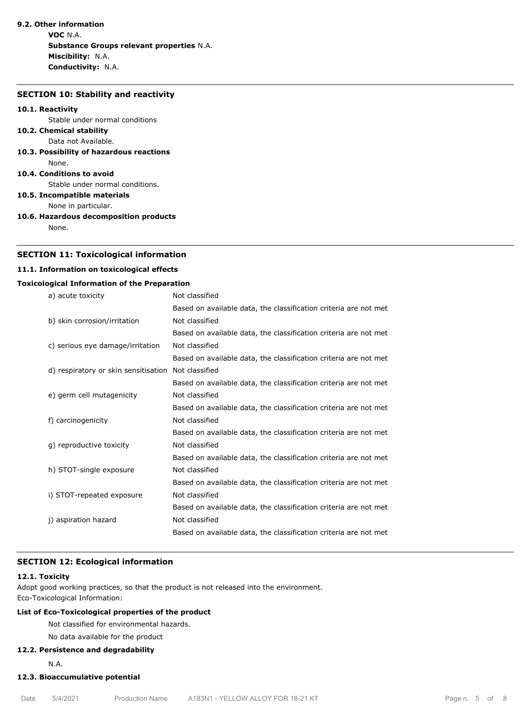**9.2. Other information**

**VOC** N.A.
**Substance Groups relevant properties** N.A.
**Miscibility:** N.A.
**Conductivity:** N.A.

## SECTION 10: Stability and reactivity

**10.1. Reactivity**

Stable under normal conditions

**10.2. Chemical stability**

Data not Available.

**10.3. Possibility of hazardous reactions**

None.

**10.4. Conditions to avoid**

Stable under normal conditions.

**10.5. Incompatible materials**

None in particular.

**10.6. Hazardous decomposition products**

None.

## SECTION 11: Toxicological information

**11.1. Information on toxicological effects**

**Toxicological Information of the Preparation**

| | |
|---|---|
| a) acute toxicity | Not classified |
| | Based on available data, the classification criteria are not met |
| b) skin corrosion/irritation | Not classified |
| | Based on available data, the classification criteria are not met |
| c) serious eye damage/irritation | Not classified |
| | Based on available data, the classification criteria are not met |
| d) respiratory or skin sensitisation | Not classified |
| | Based on available data, the classification criteria are not met |
| e) germ cell mutagenicity | Not classified |
| | Based on available data, the classification criteria are not met |
| f) carcinogenicity | Not classified |
| | Based on available data, the classification criteria are not met |
| g) reproductive toxicity | Not classified |
| | Based on available data, the classification criteria are not met |
| h) STOT-single exposure | Not classified |
| | Based on available data, the classification criteria are not met |
| i) STOT-repeated exposure | Not classified |
| | Based on available data, the classification criteria are not met |
| j) aspiration hazard | Not classified |
| | Based on available data, the classification criteria are not met |

## SECTION 12: Ecological information

**12.1. Toxicity**

Adopt good working practices, so that the product is not released into the environment.
Eco-Toxicological Information:

**List of Eco-Toxicological properties of the product**

Not classified for environmental hazards.

No data available for the product

**12.2. Persistence and degradability**

N.A.

**12.3. Bioaccumulative potential**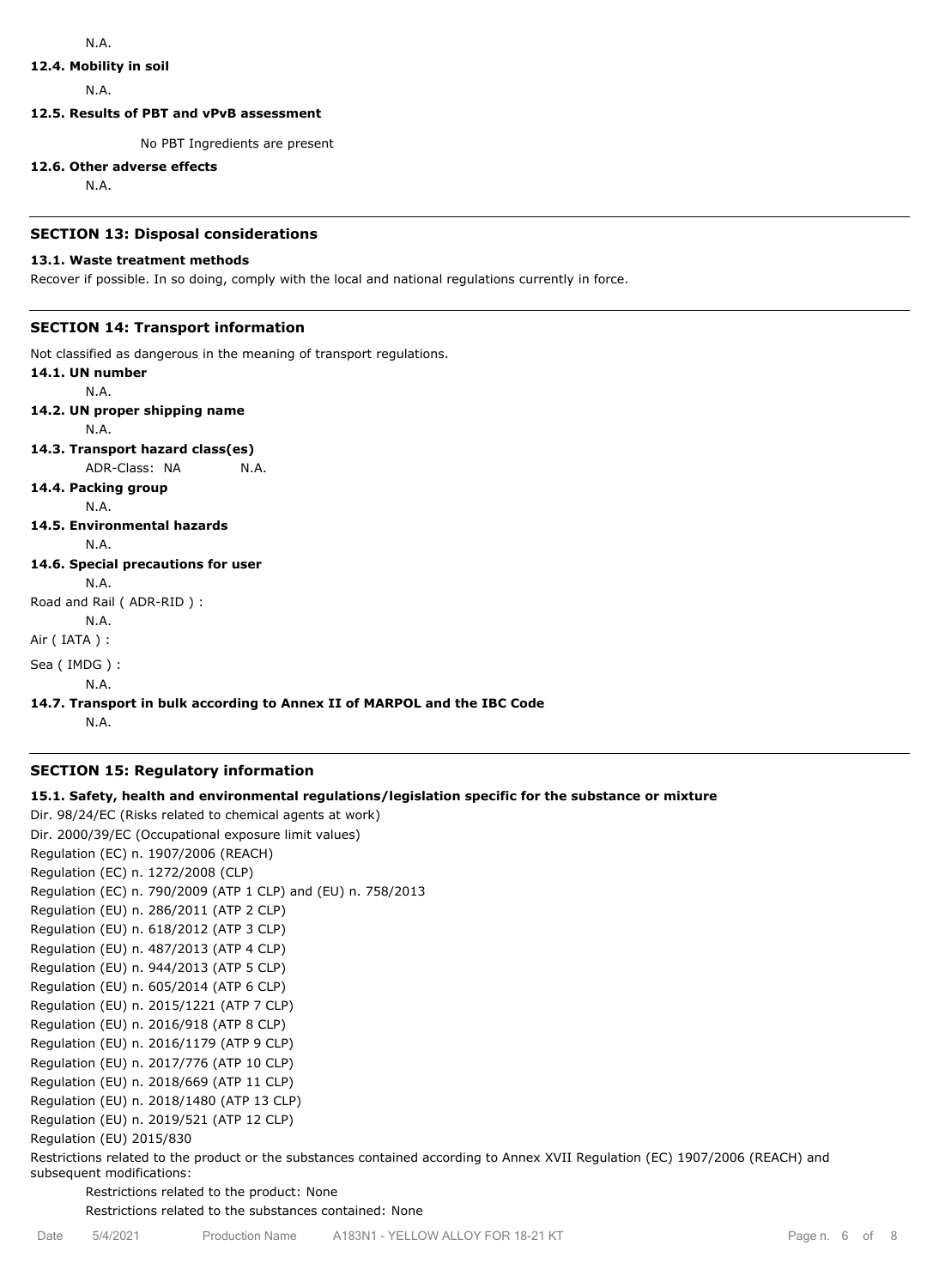N.A.

**12.4. Mobility in soil**

N.A.

**12.5. Results of PBT and vPvB assessment**

No PBT Ingredients are present

**12.6. Other adverse effects**

N.A.

## SECTION 13: Disposal considerations

**13.1. Waste treatment methods**

Recover if possible. In so doing, comply with the local and national regulations currently in force.

## SECTION 14: Transport information

Not classified as dangerous in the meaning of transport regulations.

**14.1. UN number**

N.A.

**14.2. UN proper shipping name**

N.A.

**14.3. Transport hazard class(es)**

ADR-Class: NA N.A.

**14.4. Packing group**

N.A.

**14.5. Environmental hazards**

N.A.

**14.6. Special precautions for user**

N.A.

Road and Rail ( ADR-RID ) :

N.A.

Air ( IATA ) :

Sea ( IMDG ) :

N.A.

**14.7. Transport in bulk according to Annex II of MARPOL and the IBC Code**

N.A.

## SECTION 15: Regulatory information

**15.1. Safety, health and environmental regulations/legislation specific for the substance or mixture**

Dir. 98/24/EC (Risks related to chemical agents at work)
Dir. 2000/39/EC (Occupational exposure limit values)
Regulation (EC) n. 1907/2006 (REACH)
Regulation (EC) n. 1272/2008 (CLP)
Regulation (EC) n. 790/2009 (ATP 1 CLP) and (EU) n. 758/2013
Regulation (EU) n. 286/2011 (ATP 2 CLP)
Regulation (EU) n. 618/2012 (ATP 3 CLP)
Regulation (EU) n. 487/2013 (ATP 4 CLP)
Regulation (EU) n. 944/2013 (ATP 5 CLP)
Regulation (EU) n. 605/2014 (ATP 6 CLP)
Regulation (EU) n. 2015/1221 (ATP 7 CLP)
Regulation (EU) n. 2016/918 (ATP 8 CLP)
Regulation (EU) n. 2016/1179 (ATP 9 CLP)
Regulation (EU) n. 2017/776 (ATP 10 CLP)
Regulation (EU) n. 2018/669 (ATP 11 CLP)
Regulation (EU) n. 2018/1480 (ATP 13 CLP)
Regulation (EU) n. 2019/521 (ATP 12 CLP)
Regulation (EU) 2015/830

Restrictions related to the product or the substances contained according to Annex XVII Regulation (EC) 1907/2006 (REACH) and subsequent modifications:

Restrictions related to the product: None

Restrictions related to the substances contained: None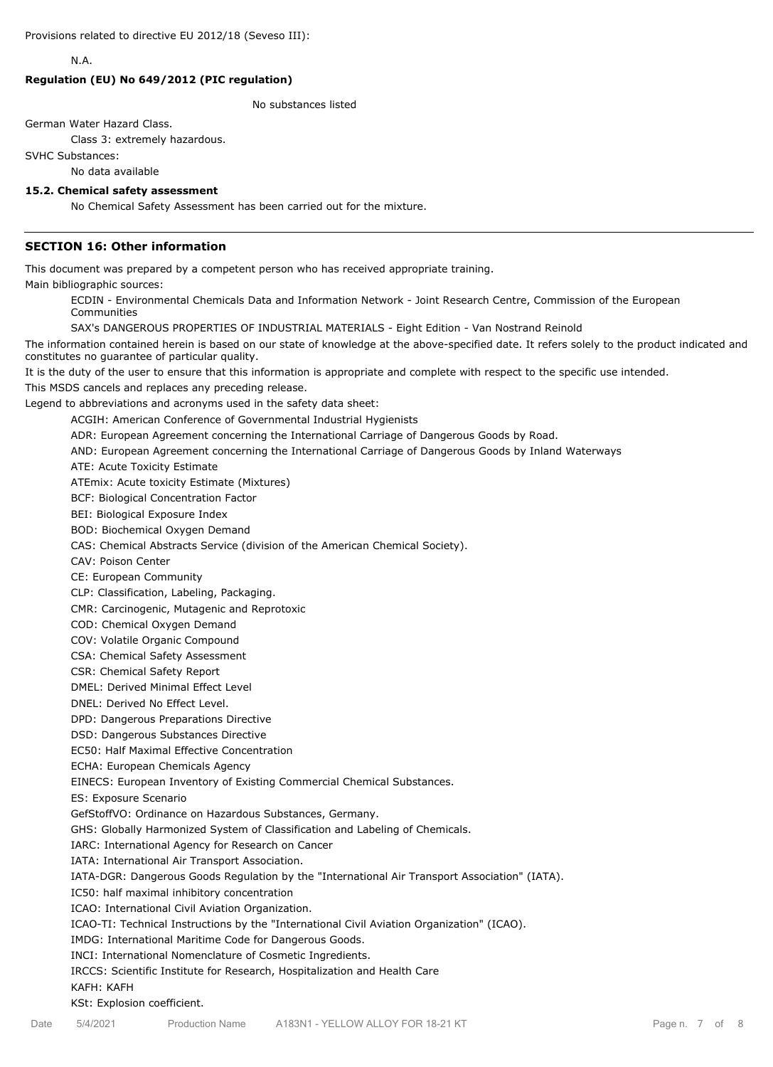Provisions related to directive EU 2012/18 (Seveso III):

N.A.

**Regulation (EU) No 649/2012 (PIC regulation)**

No substances listed

German Water Hazard Class.

Class 3: extremely hazardous.

SVHC Substances:

No data available

**15.2. Chemical safety assessment**

No Chemical Safety Assessment has been carried out for the mixture.

---

## SECTION 16: Other information

This document was prepared by a competent person who has received appropriate training.

Main bibliographic sources:

ECDIN - Environmental Chemicals Data and Information Network - Joint Research Centre, Commission of the European Communities

SAX's DANGEROUS PROPERTIES OF INDUSTRIAL MATERIALS - Eight Edition - Van Nostrand Reinold

The information contained herein is based on our state of knowledge at the above-specified date. It refers solely to the product indicated and constitutes no guarantee of particular quality.

It is the duty of the user to ensure that this information is appropriate and complete with respect to the specific use intended.

This MSDS cancels and replaces any preceding release.

Legend to abbreviations and acronyms used in the safety data sheet:

ACGIH: American Conference of Governmental Industrial Hygienists
ADR: European Agreement concerning the International Carriage of Dangerous Goods by Road.
AND: European Agreement concerning the International Carriage of Dangerous Goods by Inland Waterways
ATE: Acute Toxicity Estimate
ATEmix: Acute toxicity Estimate (Mixtures)
BCF: Biological Concentration Factor
BEI: Biological Exposure Index
BOD: Biochemical Oxygen Demand
CAS: Chemical Abstracts Service (division of the American Chemical Society).
CAV: Poison Center
CE: European Community
CLP: Classification, Labeling, Packaging.
CMR: Carcinogenic, Mutagenic and Reprotoxic
COD: Chemical Oxygen Demand
COV: Volatile Organic Compound
CSA: Chemical Safety Assessment
CSR: Chemical Safety Report
DMEL: Derived Minimal Effect Level
DNEL: Derived No Effect Level.
DPD: Dangerous Preparations Directive
DSD: Dangerous Substances Directive
EC50: Half Maximal Effective Concentration
ECHA: European Chemicals Agency
EINECS: European Inventory of Existing Commercial Chemical Substances.
ES: Exposure Scenario
GefStoffVO: Ordinance on Hazardous Substances, Germany.
GHS: Globally Harmonized System of Classification and Labeling of Chemicals.
IARC: International Agency for Research on Cancer
IATA: International Air Transport Association.
IATA-DGR: Dangerous Goods Regulation by the "International Air Transport Association" (IATA).
IC50: half maximal inhibitory concentration
ICAO: International Civil Aviation Organization.
ICAO-TI: Technical Instructions by the "International Civil Aviation Organization" (ICAO).
IMDG: International Maritime Code for Dangerous Goods.
INCI: International Nomenclature of Cosmetic Ingredients.
IRCCS: Scientific Institute for Research, Hospitalization and Health Care
KAFH: KAFH
KSt: Explosion coefficient.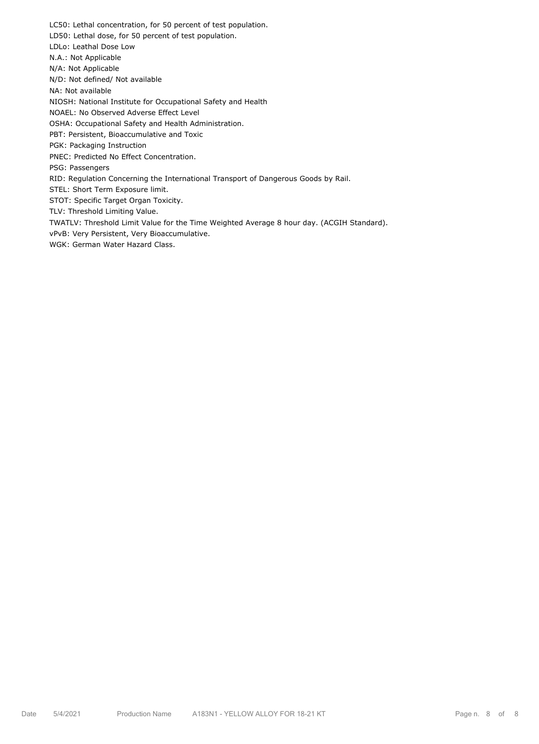LC50: Lethal concentration, for 50 percent of test population.

LD50: Lethal dose, for 50 percent of test population.

LDLo: Leathal Dose Low

N.A.: Not Applicable

N/A: Not Applicable

N/D: Not defined/ Not available

NA: Not available

NIOSH: National Institute for Occupational Safety and Health

NOAEL: No Observed Adverse Effect Level

OSHA: Occupational Safety and Health Administration.

PBT: Persistent, Bioaccumulative and Toxic

PGK: Packaging Instruction

PNEC: Predicted No Effect Concentration.

PSG: Passengers

RID: Regulation Concerning the International Transport of Dangerous Goods by Rail.

STEL: Short Term Exposure limit.

STOT: Specific Target Organ Toxicity.

TLV: Threshold Limiting Value.

TWATLV: Threshold Limit Value for the Time Weighted Average 8 hour day. (ACGIH Standard).

vPvB: Very Persistent, Very Bioaccumulative.

WGK: German Water Hazard Class.